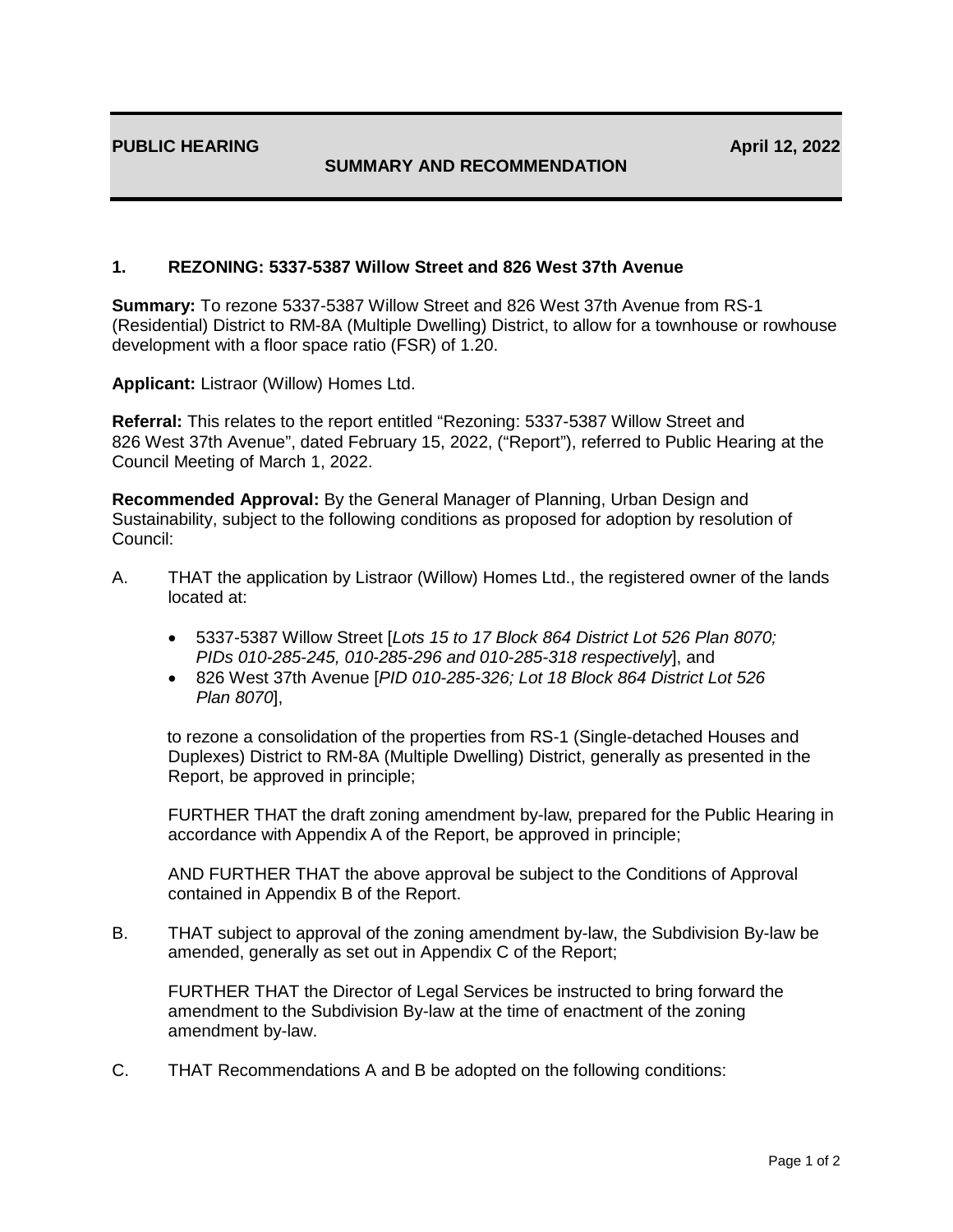**PUBLIC HEARING** **April 12, 2022**

**SUMMARY AND RECOMMENDATION**

### 1. REZONING: 5337-5387 Willow Street and 826 West 37th Avenue

**Summary:** To rezone 5337-5387 Willow Street and 826 West 37th Avenue from RS-1 (Residential) District to RM-8A (Multiple Dwelling) District, to allow for a townhouse or rowhouse development with a floor space ratio (FSR) of 1.20.

**Applicant:** Listraor (Willow) Homes Ltd.

**Referral:** This relates to the report entitled "Rezoning: 5337-5387 Willow Street and 826 West 37th Avenue", dated February 15, 2022, ("Report"), referred to Public Hearing at the Council Meeting of March 1, 2022.

**Recommended Approval:** By the General Manager of Planning, Urban Design and Sustainability, subject to the following conditions as proposed for adoption by resolution of Council:

A. THAT the application by Listraor (Willow) Homes Ltd., the registered owner of the lands located at:

- 5337-5387 Willow Street [*Lots 15 to 17 Block 864 District Lot 526 Plan 8070; PIDs 010-285-245, 010-285-296 and 010-285-318 respectively*], and
- 826 West 37th Avenue [*PID 010-285-326; Lot 18 Block 864 District Lot 526 Plan 8070*],

to rezone a consolidation of the properties from RS-1 (Single-detached Houses and Duplexes) District to RM-8A (Multiple Dwelling) District, generally as presented in the Report, be approved in principle;

FURTHER THAT the draft zoning amendment by-law, prepared for the Public Hearing in accordance with Appendix A of the Report, be approved in principle;

AND FURTHER THAT the above approval be subject to the Conditions of Approval contained in Appendix B of the Report.

B. THAT subject to approval of the zoning amendment by-law, the Subdivision By-law be amended, generally as set out in Appendix C of the Report;

FURTHER THAT the Director of Legal Services be instructed to bring forward the amendment to the Subdivision By-law at the time of enactment of the zoning amendment by-law.

C. THAT Recommendations A and B be adopted on the following conditions: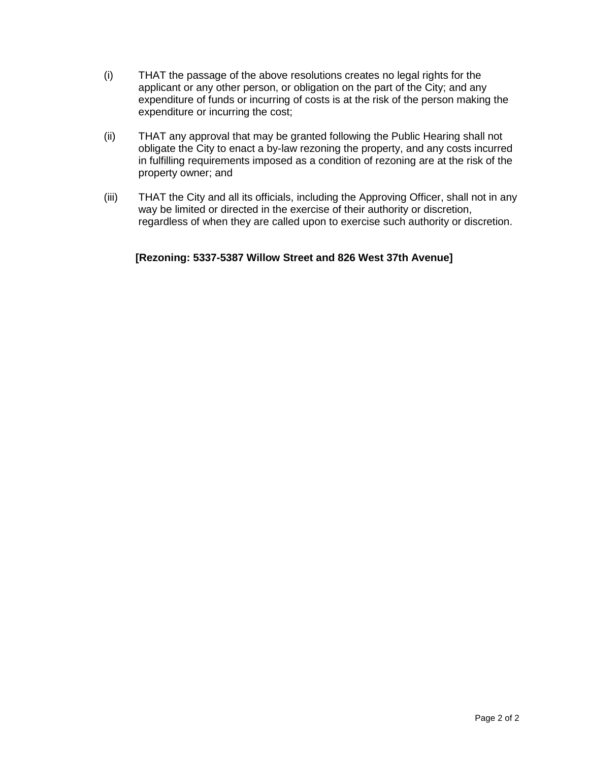(i) THAT the passage of the above resolutions creates no legal rights for the applicant or any other person, or obligation on the part of the City; and any expenditure of funds or incurring of costs is at the risk of the person making the expenditure or incurring the cost;

(ii) THAT any approval that may be granted following the Public Hearing shall not obligate the City to enact a by-law rezoning the property, and any costs incurred in fulfilling requirements imposed as a condition of rezoning are at the risk of the property owner; and

(iii) THAT the City and all its officials, including the Approving Officer, shall not in any way be limited or directed in the exercise of their authority or discretion, regardless of when they are called upon to exercise such authority or discretion.

**[Rezoning: 5337-5387 Willow Street and 826 West 37th Avenue]**